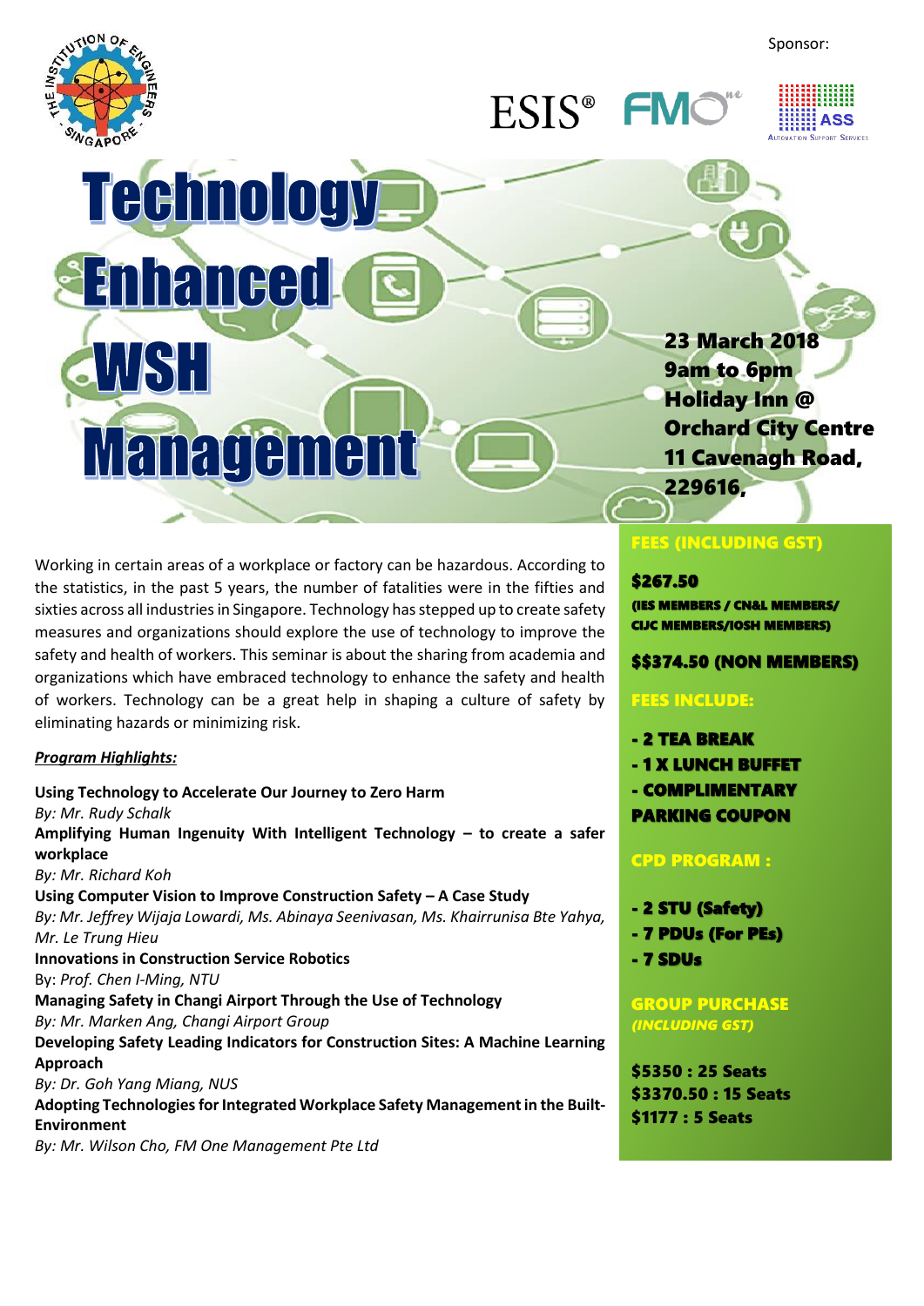Sponsor:

ESIS® FMOne ASS Automation Support Services

# Technology Enhanced WSH Management

**23 March 2018**
**9am to 6pm**
**Holiday Inn @ Orchard City Centre**
**11 Cavenagh Road, 229616,**

Working in certain areas of a workplace or factory can be hazardous. According to the statistics, in the past 5 years, the number of fatalities were in the fifties and sixties across all industries in Singapore. Technology has stepped up to create safety measures and organizations should explore the use of technology to improve the safety and health of workers. This seminar is about the sharing from academia and organizations which have embraced technology to enhance the safety and health of workers. Technology can be a great help in shaping a culture of safety by eliminating hazards or minimizing risk.

***Program Highlights:***

**Using Technology to Accelerate Our Journey to Zero Harm**
*By: Mr. Rudy Schalk*

**Amplifying Human Ingenuity With Intelligent Technology – to create a safer workplace**
*By: Mr. Richard Koh*

**Using Computer Vision to Improve Construction Safety – A Case Study**
*By: Mr. Jeffrey Wijaja Lowardi, Ms. Abinaya Seenivasan, Ms. Khairrunisa Bte Yahya, Mr. Le Trung Hieu*

**Innovations in Construction Service Robotics**
By: *Prof. Chen I-Ming, NTU*

**Managing Safety in Changi Airport Through the Use of Technology**
*By: Mr. Marken Ang, Changi Airport Group*

**Developing Safety Leading Indicators for Construction Sites: A Machine Learning Approach**
*By: Dr. Goh Yang Miang, NUS*

**Adopting Technologies for Integrated Workplace Safety Management in the Built-Environment**
*By: Mr. Wilson Cho, FM One Management Pte Ltd*

## FEES (INCLUDING GST)

**$267.50**
**(IES MEMBERS / CN&L MEMBERS/ CIJC MEMBERS/IOSH MEMBERS)**

**S$374.50 (NON MEMBERS)**

## FEES INCLUDE:

- **2 TEA BREAK**
- **1 X LUNCH BUFFET**
- **COMPLIMENTARY PARKING COUPON**

## CPD PROGRAM :

- **2 STU (Safety)**
- **7 PDUs (For PEs)**
- **7 SDUs**

## GROUP PURCHASE

***(INCLUDING GST)***

**$5350 : 25 Seats**
**$3370.50 : 15 Seats**
**$1177 : 5 Seats**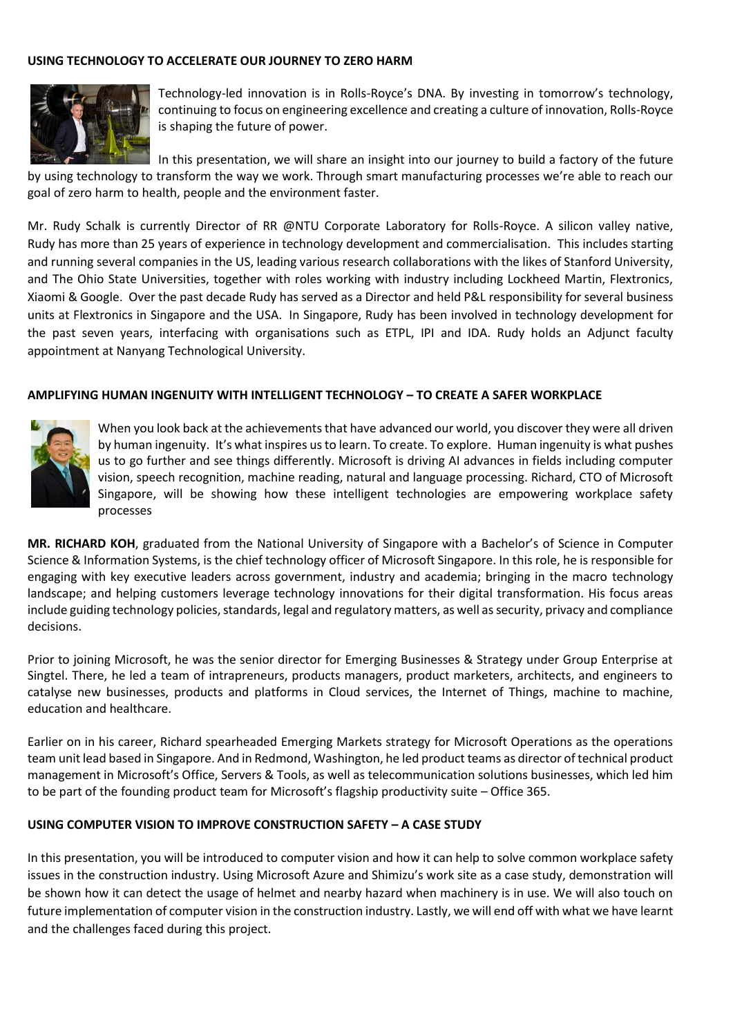**USING TECHNOLOGY TO ACCELERATE OUR JOURNEY TO ZERO HARM**

Technology-led innovation is in Rolls-Royce's DNA. By investing in tomorrow's technology, continuing to focus on engineering excellence and creating a culture of innovation, Rolls-Royce is shaping the future of power.

In this presentation, we will share an insight into our journey to build a factory of the future by using technology to transform the way we work. Through smart manufacturing processes we're able to reach our goal of zero harm to health, people and the environment faster.

Mr. Rudy Schalk is currently Director of RR @NTU Corporate Laboratory for Rolls-Royce. A silicon valley native, Rudy has more than 25 years of experience in technology development and commercialisation. This includes starting and running several companies in the US, leading various research collaborations with the likes of Stanford University, and The Ohio State Universities, together with roles working with industry including Lockheed Martin, Flextronics, Xiaomi & Google. Over the past decade Rudy has served as a Director and held P&L responsibility for several business units at Flextronics in Singapore and the USA. In Singapore, Rudy has been involved in technology development for the past seven years, interfacing with organisations such as ETPL, IPI and IDA. Rudy holds an Adjunct faculty appointment at Nanyang Technological University.

**AMPLIFYING HUMAN INGENUITY WITH INTELLIGENT TECHNOLOGY – TO CREATE A SAFER WORKPLACE**

When you look back at the achievements that have advanced our world, you discover they were all driven by human ingenuity. It's what inspires us to learn. To create. To explore. Human ingenuity is what pushes us to go further and see things differently. Microsoft is driving AI advances in fields including computer vision, speech recognition, machine reading, natural and language processing. Richard, CTO of Microsoft Singapore, will be showing how these intelligent technologies are empowering workplace safety processes

**MR. RICHARD KOH**, graduated from the National University of Singapore with a Bachelor's of Science in Computer Science & Information Systems, is the chief technology officer of Microsoft Singapore. In this role, he is responsible for engaging with key executive leaders across government, industry and academia; bringing in the macro technology landscape; and helping customers leverage technology innovations for their digital transformation. His focus areas include guiding technology policies, standards, legal and regulatory matters, as well as security, privacy and compliance decisions.

Prior to joining Microsoft, he was the senior director for Emerging Businesses & Strategy under Group Enterprise at Singtel. There, he led a team of intrapreneurs, products managers, product marketers, architects, and engineers to catalyse new businesses, products and platforms in Cloud services, the Internet of Things, machine to machine, education and healthcare.

Earlier on in his career, Richard spearheaded Emerging Markets strategy for Microsoft Operations as the operations team unit lead based in Singapore. And in Redmond, Washington, he led product teams as director of technical product management in Microsoft's Office, Servers & Tools, as well as telecommunication solutions businesses, which led him to be part of the founding product team for Microsoft's flagship productivity suite – Office 365.

**USING COMPUTER VISION TO IMPROVE CONSTRUCTION SAFETY – A CASE STUDY**

In this presentation, you will be introduced to computer vision and how it can help to solve common workplace safety issues in the construction industry. Using Microsoft Azure and Shimizu's work site as a case study, demonstration will be shown how it can detect the usage of helmet and nearby hazard when machinery is in use. We will also touch on future implementation of computer vision in the construction industry. Lastly, we will end off with what we have learnt and the challenges faced during this project.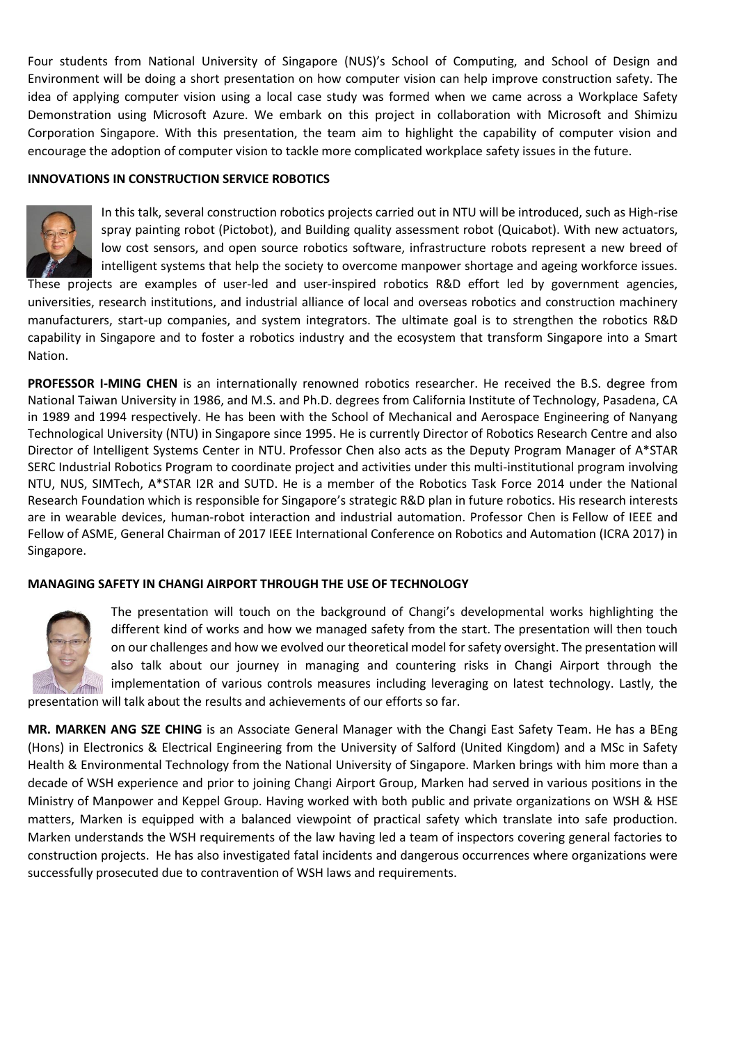Four students from National University of Singapore (NUS)'s School of Computing, and School of Design and Environment will be doing a short presentation on how computer vision can help improve construction safety. The idea of applying computer vision using a local case study was formed when we came across a Workplace Safety Demonstration using Microsoft Azure. We embark on this project in collaboration with Microsoft and Shimizu Corporation Singapore. With this presentation, the team aim to highlight the capability of computer vision and encourage the adoption of computer vision to tackle more complicated workplace safety issues in the future.

**INNOVATIONS IN CONSTRUCTION SERVICE ROBOTICS**

In this talk, several construction robotics projects carried out in NTU will be introduced, such as High-rise spray painting robot (Pictobot), and Building quality assessment robot (Quicabot). With new actuators, low cost sensors, and open source robotics software, infrastructure robots represent a new breed of intelligent systems that help the society to overcome manpower shortage and ageing workforce issues. These projects are examples of user-led and user-inspired robotics R&D effort led by government agencies, universities, research institutions, and industrial alliance of local and overseas robotics and construction machinery manufacturers, start-up companies, and system integrators. The ultimate goal is to strengthen the robotics R&D capability in Singapore and to foster a robotics industry and the ecosystem that transform Singapore into a Smart Nation.

**PROFESSOR I-MING CHEN** is an internationally renowned robotics researcher. He received the B.S. degree from National Taiwan University in 1986, and M.S. and Ph.D. degrees from California Institute of Technology, Pasadena, CA in 1989 and 1994 respectively. He has been with the School of Mechanical and Aerospace Engineering of Nanyang Technological University (NTU) in Singapore since 1995. He is currently Director of Robotics Research Centre and also Director of Intelligent Systems Center in NTU. Professor Chen also acts as the Deputy Program Manager of A*STAR SERC Industrial Robotics Program to coordinate project and activities under this multi-institutional program involving NTU, NUS, SIMTech, A*STAR I2R and SUTD. He is a member of the Robotics Task Force 2014 under the National Research Foundation which is responsible for Singapore's strategic R&D plan in future robotics. His research interests are in wearable devices, human-robot interaction and industrial automation. Professor Chen is Fellow of IEEE and Fellow of ASME, General Chairman of 2017 IEEE International Conference on Robotics and Automation (ICRA 2017) in Singapore.

**MANAGING SAFETY IN CHANGI AIRPORT THROUGH THE USE OF TECHNOLOGY**

The presentation will touch on the background of Changi's developmental works highlighting the different kind of works and how we managed safety from the start. The presentation will then touch on our challenges and how we evolved our theoretical model for safety oversight. The presentation will also talk about our journey in managing and countering risks in Changi Airport through the implementation of various controls measures including leveraging on latest technology. Lastly, the presentation will talk about the results and achievements of our efforts so far.

**MR. MARKEN ANG SZE CHING** is an Associate General Manager with the Changi East Safety Team. He has a BEng (Hons) in Electronics & Electrical Engineering from the University of Salford (United Kingdom) and a MSc in Safety Health & Environmental Technology from the National University of Singapore. Marken brings with him more than a decade of WSH experience and prior to joining Changi Airport Group, Marken had served in various positions in the Ministry of Manpower and Keppel Group. Having worked with both public and private organizations on WSH & HSE matters, Marken is equipped with a balanced viewpoint of practical safety which translate into safe production. Marken understands the WSH requirements of the law having led a team of inspectors covering general factories to construction projects. He has also investigated fatal incidents and dangerous occurrences where organizations were successfully prosecuted due to contravention of WSH laws and requirements.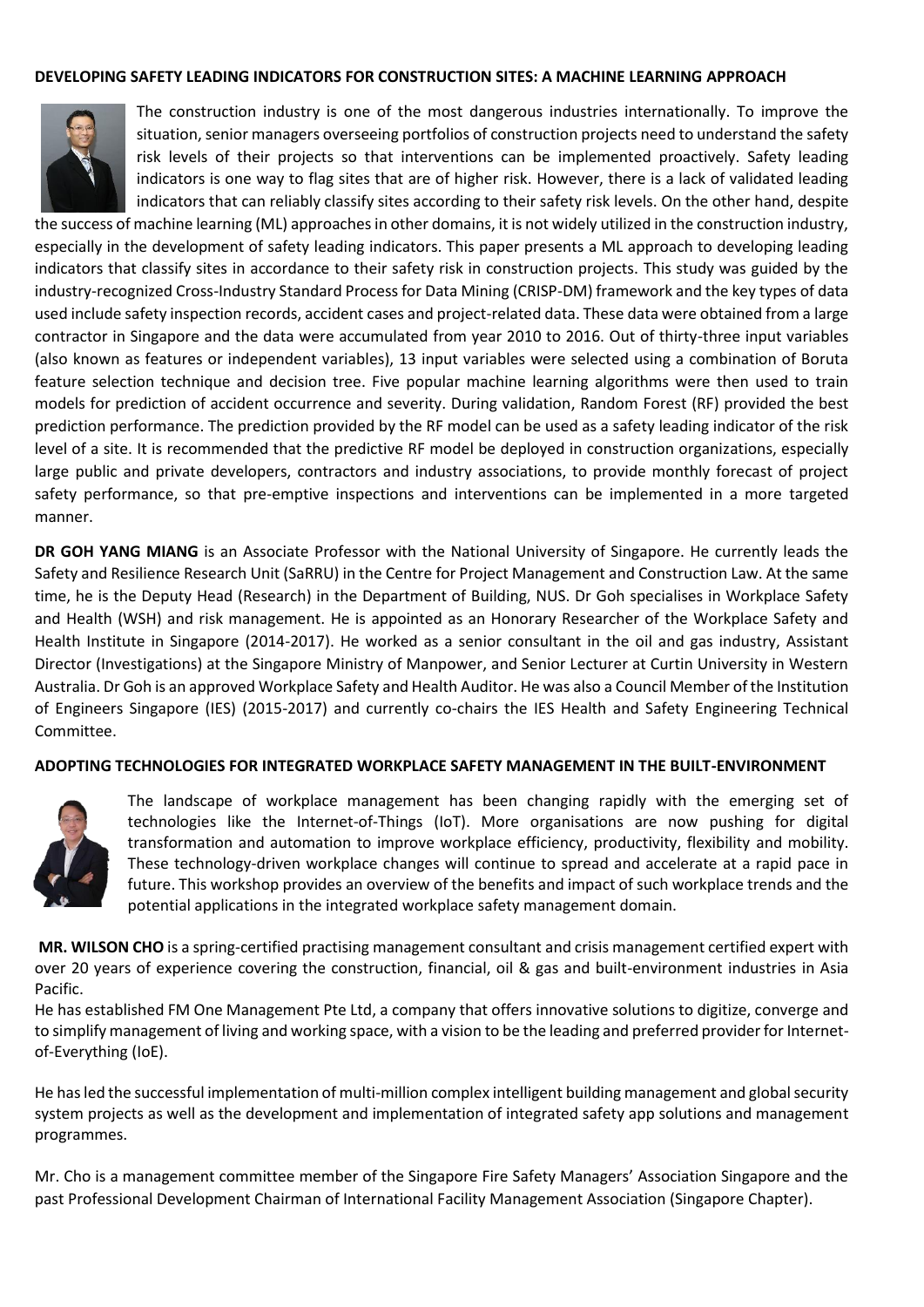**DEVELOPING SAFETY LEADING INDICATORS FOR CONSTRUCTION SITES: A MACHINE LEARNING APPROACH**

The construction industry is one of the most dangerous industries internationally. To improve the situation, senior managers overseeing portfolios of construction projects need to understand the safety risk levels of their projects so that interventions can be implemented proactively. Safety leading indicators is one way to flag sites that are of higher risk. However, there is a lack of validated leading indicators that can reliably classify sites according to their safety risk levels. On the other hand, despite the success of machine learning (ML) approaches in other domains, it is not widely utilized in the construction industry, especially in the development of safety leading indicators. This paper presents a ML approach to developing leading indicators that classify sites in accordance to their safety risk in construction projects. This study was guided by the industry-recognized Cross-Industry Standard Process for Data Mining (CRISP-DM) framework and the key types of data used include safety inspection records, accident cases and project-related data. These data were obtained from a large contractor in Singapore and the data were accumulated from year 2010 to 2016. Out of thirty-three input variables (also known as features or independent variables), 13 input variables were selected using a combination of Boruta feature selection technique and decision tree. Five popular machine learning algorithms were then used to train models for prediction of accident occurrence and severity. During validation, Random Forest (RF) provided the best prediction performance. The prediction provided by the RF model can be used as a safety leading indicator of the risk level of a site. It is recommended that the predictive RF model be deployed in construction organizations, especially large public and private developers, contractors and industry associations, to provide monthly forecast of project safety performance, so that pre-emptive inspections and interventions can be implemented in a more targeted manner.

**DR GOH YANG MIANG** is an Associate Professor with the National University of Singapore. He currently leads the Safety and Resilience Research Unit (SaRRU) in the Centre for Project Management and Construction Law. At the same time, he is the Deputy Head (Research) in the Department of Building, NUS. Dr Goh specialises in Workplace Safety and Health (WSH) and risk management. He is appointed as an Honorary Researcher of the Workplace Safety and Health Institute in Singapore (2014-2017). He worked as a senior consultant in the oil and gas industry, Assistant Director (Investigations) at the Singapore Ministry of Manpower, and Senior Lecturer at Curtin University in Western Australia. Dr Goh is an approved Workplace Safety and Health Auditor. He was also a Council Member of the Institution of Engineers Singapore (IES) (2015-2017) and currently co-chairs the IES Health and Safety Engineering Technical Committee.

**ADOPTING TECHNOLOGIES FOR INTEGRATED WORKPLACE SAFETY MANAGEMENT IN THE BUILT-ENVIRONMENT**

The landscape of workplace management has been changing rapidly with the emerging set of technologies like the Internet-of-Things (IoT). More organisations are now pushing for digital transformation and automation to improve workplace efficiency, productivity, flexibility and mobility. These technology-driven workplace changes will continue to spread and accelerate at a rapid pace in future. This workshop provides an overview of the benefits and impact of such workplace trends and the potential applications in the integrated workplace safety management domain.

**MR. WILSON CHO** is a spring-certified practising management consultant and crisis management certified expert with over 20 years of experience covering the construction, financial, oil & gas and built-environment industries in Asia Pacific.

He has established FM One Management Pte Ltd, a company that offers innovative solutions to digitize, converge and to simplify management of living and working space, with a vision to be the leading and preferred provider for Internet-of-Everything (IoE).

He has led the successful implementation of multi-million complex intelligent building management and global security system projects as well as the development and implementation of integrated safety app solutions and management programmes.

Mr. Cho is a management committee member of the Singapore Fire Safety Managers' Association Singapore and the past Professional Development Chairman of International Facility Management Association (Singapore Chapter).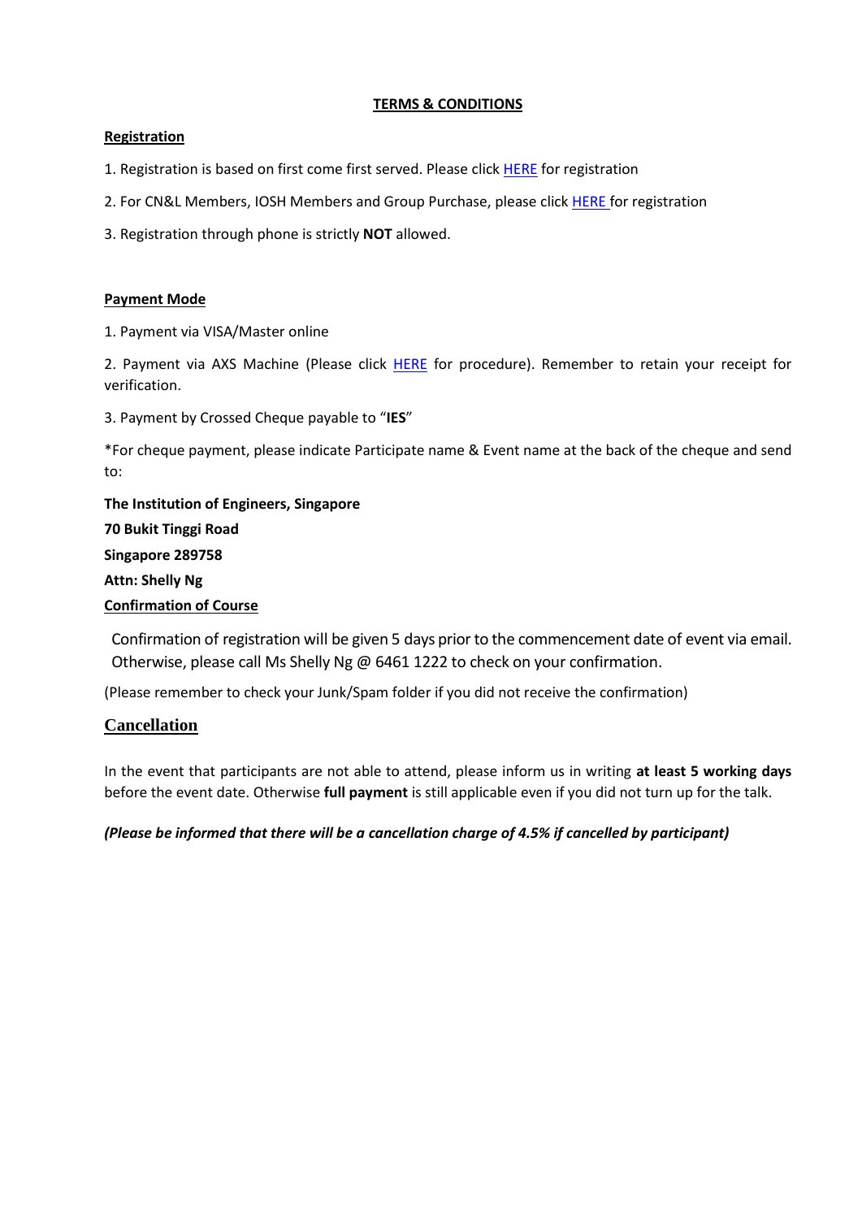## TERMS & CONDITIONS

### Registration

1. Registration is based on first come first served. Please click HERE for registration

2. For CN&L Members, IOSH Members and Group Purchase, please click HERE for registration

3. Registration through phone is strictly **NOT** allowed.

### Payment Mode

1. Payment via VISA/Master online

2. Payment via AXS Machine (Please click HERE for procedure). Remember to retain your receipt for verification.

3. Payment by Crossed Cheque payable to "**IES**"

*For cheque payment, please indicate Participate name & Event name at the back of the cheque and send to:

**The Institution of Engineers, Singapore**
**70 Bukit Tinggi Road**
**Singapore 289758**
**Attn: Shelly Ng**

### Confirmation of Course

Confirmation of registration will be given 5 days prior to the commencement date of event via email. Otherwise, please call Ms Shelly Ng @ 6461 1222 to check on your confirmation.

(Please remember to check your Junk/Spam folder if you did not receive the confirmation)

### Cancellation

In the event that participants are not able to attend, please inform us in writing **at least 5 working days** before the event date. Otherwise **full payment** is still applicable even if you did not turn up for the talk.

***(Please be informed that there will be a cancellation charge of 4.5% if cancelled by participant)***